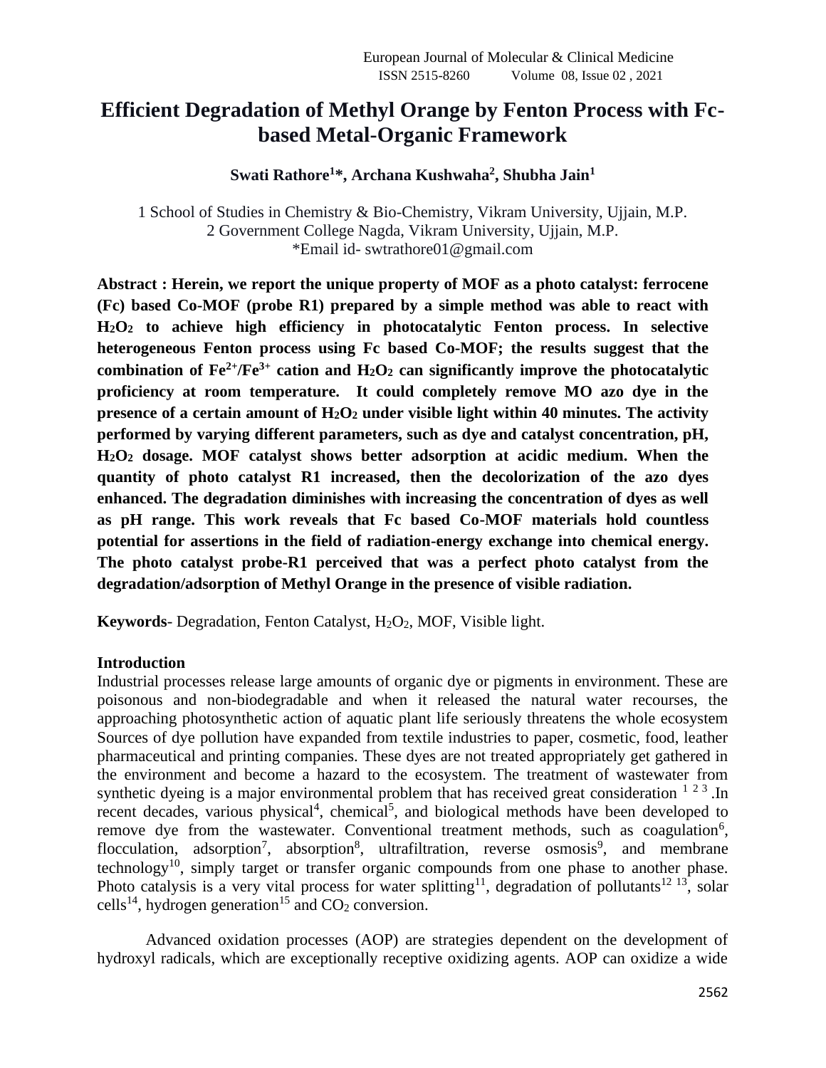# Efficient Degradation of Methyl Orange by Fenton Process with Fc-based Metal-Organic Framework

**Swati Rathore[1]*, Archana Kushwaha[2], Shubha Jain[1]**

1 School of Studies in Chemistry & Bio-Chemistry, Vikram University, Ujjain, M.P.
2 Government College Nagda, Vikram University, Ujjain, M.P.
*Email id- swtrathore01@gmail.com

**Abstract : Herein, we report the unique property of MOF as a photo catalyst: ferrocene (Fc) based Co-MOF (probe R1) prepared by a simple method was able to react with $H_2O_2$ to achieve high efficiency in photocatalytic Fenton process. In selective heterogeneous Fenton process using Fc based Co-MOF; the results suggest that the combination of $Fe^{2+}/Fe^{3+}$ cation and $H_2O_2$ can significantly improve the photocatalytic proficiency at room temperature. It could completely remove MO azo dye in the presence of a certain amount of $H_2O_2$ under visible light within 40 minutes. The activity performed by varying different parameters, such as dye and catalyst concentration, pH, $H_2O_2$ dosage. MOF catalyst shows better adsorption at acidic medium. When the quantity of photo catalyst R1 increased, then the decolorization of the azo dyes enhanced. The degradation diminishes with increasing the concentration of dyes as well as pH range. This work reveals that Fc based Co-MOF materials hold countless potential for assertions in the field of radiation-energy exchange into chemical energy. The photo catalyst probe-R1 perceived that was a perfect photo catalyst from the degradation/adsorption of Methyl Orange in the presence of visible radiation.**

**Keywords**- Degradation, Fenton Catalyst, $H_2O_2$, MOF, Visible light.

## Introduction

Industrial processes release large amounts of organic dye or pigments in environment. These are poisonous and non-biodegradable and when it released the natural water recourses, the approaching photosynthetic action of aquatic plant life seriously threatens the whole ecosystem Sources of dye pollution have expanded from textile industries to paper, cosmetic, food, leather pharmaceutical and printing companies. These dyes are not treated appropriately get gathered in the environment and become a hazard to the ecosystem. The treatment of wastewater from synthetic dyeing is a major environmental problem that has received great consideration [1 2 3].In recent decades, various physical[4], chemical[5], and biological methods have been developed to remove dye from the wastewater. Conventional treatment methods, such as coagulation[6], flocculation, adsorption[7], absorption[8], ultrafiltration, reverse osmosis[9], and membrane technology[10], simply target or transfer organic compounds from one phase to another phase. Photo catalysis is a very vital process for water splitting[11], degradation of pollutants[12 13], solar cells[14], hydrogen generation[15] and $CO_2$ conversion.

Advanced oxidation processes (AOP) are strategies dependent on the development of hydroxyl radicals, which are exceptionally receptive oxidizing agents. AOP can oxidize a wide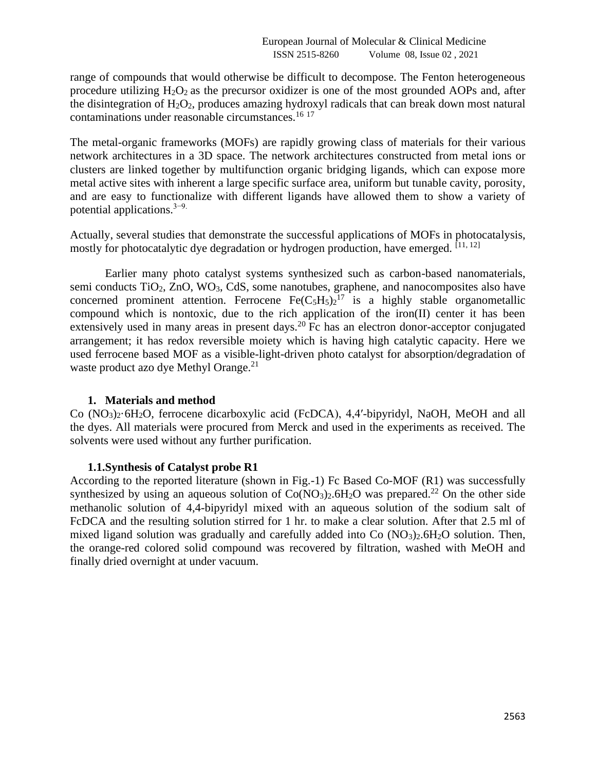range of compounds that would otherwise be difficult to decompose. The Fenton heterogeneous procedure utilizing $H_2O_2$ as the precursor oxidizer is one of the most grounded AOPs and, after the disintegration of $H_2O_2$, produces amazing hydroxyl radicals that can break down most natural contaminations under reasonable circumstances.[16 17]

The metal-organic frameworks (MOFs) are rapidly growing class of materials for their various network architectures in a 3D space. The network architectures constructed from metal ions or clusters are linked together by multifunction organic bridging ligands, which can expose more metal active sites with inherent a large specific surface area, uniform but tunable cavity, porosity, and are easy to functionalize with different ligands have allowed them to show a variety of potential applications.[3−9.]

Actually, several studies that demonstrate the successful applications of MOFs in photocatalysis, mostly for photocatalytic dye degradation or hydrogen production, have emerged. [11, 12]

Earlier many photo catalyst systems synthesized such as carbon-based nanomaterials, semi conducts $TiO_2$, ZnO, $WO_3$, CdS, some nanotubes, graphene, and nanocomposites also have concerned prominent attention. Ferrocene $Fe(C_5H_5)_2$[17] is a highly stable organometallic compound which is nontoxic, due to the rich application of the iron(II) center it has been extensively used in many areas in present days.[20] Fc has an electron donor-acceptor conjugated arrangement; it has redox reversible moiety which is having high catalytic capacity. Here we used ferrocene based MOF as a visible-light-driven photo catalyst for absorption/degradation of waste product azo dye Methyl Orange.[21]

## 1. Materials and method

Co $(NO_3)_2{\cdot}6H_2O$, ferrocene dicarboxylic acid (FcDCA), 4,4′-bipyridyl, NaOH, MeOH and all the dyes. All materials were procured from Merck and used in the experiments as received. The solvents were used without any further purification.

### 1.1. Synthesis of Catalyst probe R1

According to the reported literature (shown in Fig.-1) Fc Based Co-MOF (R1) was successfully synthesized by using an aqueous solution of $Co(NO_3)_2.6H_2O$ was prepared.[22] On the other side methanolic solution of 4,4-bipyridyl mixed with an aqueous solution of the sodium salt of FcDCA and the resulting solution stirred for 1 hr. to make a clear solution. After that 2.5 ml of mixed ligand solution was gradually and carefully added into Co $(NO_3)_2.6H_2O$ solution. Then, the orange-red colored solid compound was recovered by filtration, washed with MeOH and finally dried overnight at under vacuum.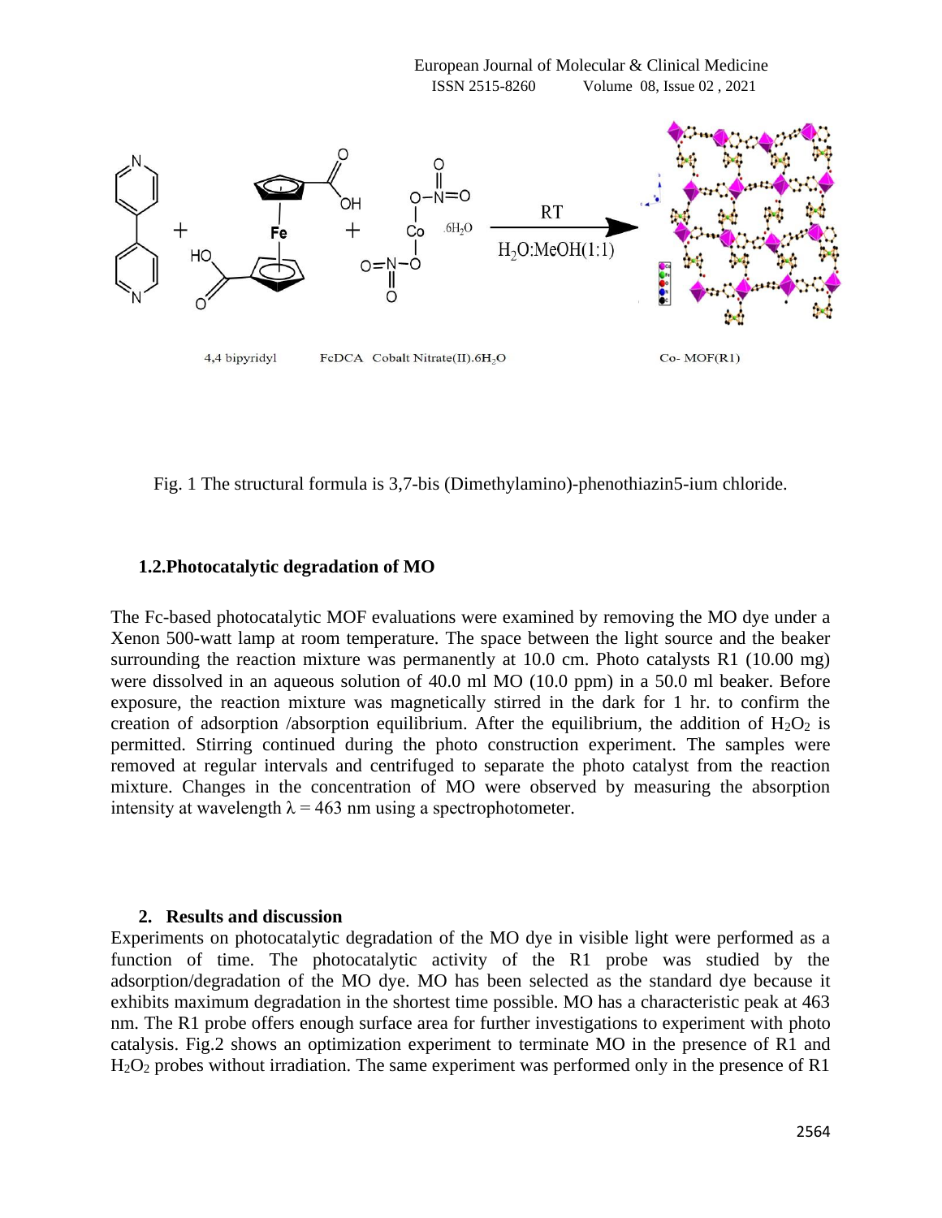Fig. 1 The structural formula is 3,7-bis (Dimethylamino)-phenothiazin5-ium chloride.

### 1.2.Photocatalytic degradation of MO

The Fc-based photocatalytic MOF evaluations were examined by removing the MO dye under a Xenon 500-watt lamp at room temperature. The space between the light source and the beaker surrounding the reaction mixture was permanently at 10.0 cm. Photo catalysts R1 (10.00 mg) were dissolved in an aqueous solution of 40.0 ml MO (10.0 ppm) in a 50.0 ml beaker. Before exposure, the reaction mixture was magnetically stirred in the dark for 1 hr. to confirm the creation of adsorption /absorption equilibrium. After the equilibrium, the addition of $H_2O_2$ is permitted. Stirring continued during the photo construction experiment. The samples were removed at regular intervals and centrifuged to separate the photo catalyst from the reaction mixture. Changes in the concentration of MO were observed by measuring the absorption intensity at wavelength $\lambda = 463$ nm using a spectrophotometer.

## 2. Results and discussion

Experiments on photocatalytic degradation of the MO dye in visible light were performed as a function of time. The photocatalytic activity of the R1 probe was studied by the adsorption/degradation of the MO dye. MO has been selected as the standard dye because it exhibits maximum degradation in the shortest time possible. MO has a characteristic peak at 463 nm. The R1 probe offers enough surface area for further investigations to experiment with photo catalysis. Fig.2 shows an optimization experiment to terminate MO in the presence of R1 and $H_2O_2$ probes without irradiation. The same experiment was performed only in the presence of R1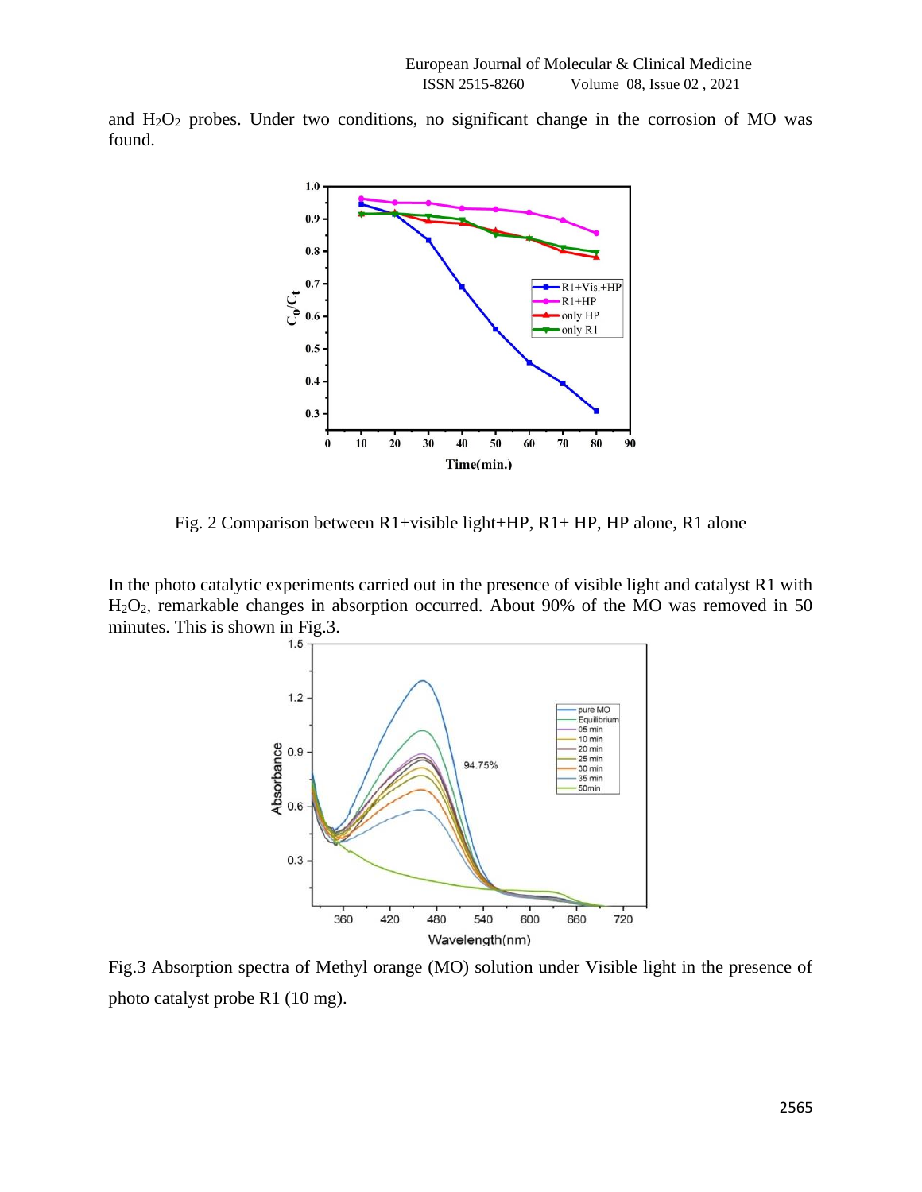and $H_2O_2$ probes. Under two conditions, no significant change in the corrosion of MO was found.

Fig. 2 Comparison between R1+visible light+HP, R1+ HP, HP alone, R1 alone

In the photo catalytic experiments carried out in the presence of visible light and catalyst R1 with $H_2O_2$, remarkable changes in absorption occurred. About 90% of the MO was removed in 50 minutes. This is shown in Fig.3.

Fig.3 Absorption spectra of Methyl orange (MO) solution under Visible light in the presence of photo catalyst probe R1 (10 mg).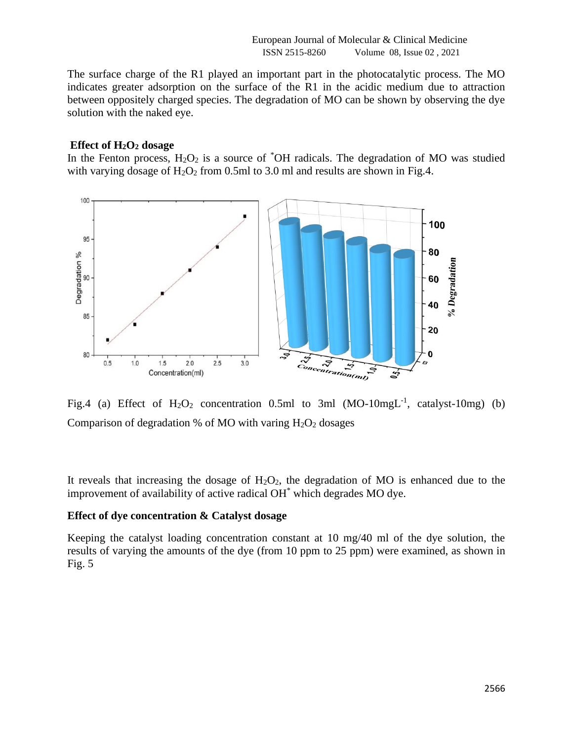The surface charge of the R1 played an important part in the photocatalytic process. The MO indicates greater adsorption on the surface of the R1 in the acidic medium due to attraction between oppositely charged species. The degradation of MO can be shown by observing the dye solution with the naked eye.

### Effect of $H_2O_2$ dosage

In the Fenton process, $H_2O_2$ is a source of $^{*}OH$ radicals. The degradation of MO was studied with varying dosage of $H_2O_2$ from 0.5ml to 3.0 ml and results are shown in Fig.4.

Fig.4 (a) Effect of $H_2O_2$ concentration 0.5ml to 3ml (MO-10mgL$^{-1}$, catalyst-10mg) (b) Comparison of degradation % of MO with varing $H_2O_2$ dosages

It reveals that increasing the dosage of $H_2O_2$, the degradation of MO is enhanced due to the improvement of availability of active radical $OH^{*}$ which degrades MO dye.

### Effect of dye concentration & Catalyst dosage

Keeping the catalyst loading concentration constant at 10 mg/40 ml of the dye solution, the results of varying the amounts of the dye (from 10 ppm to 25 ppm) were examined, as shown in Fig. 5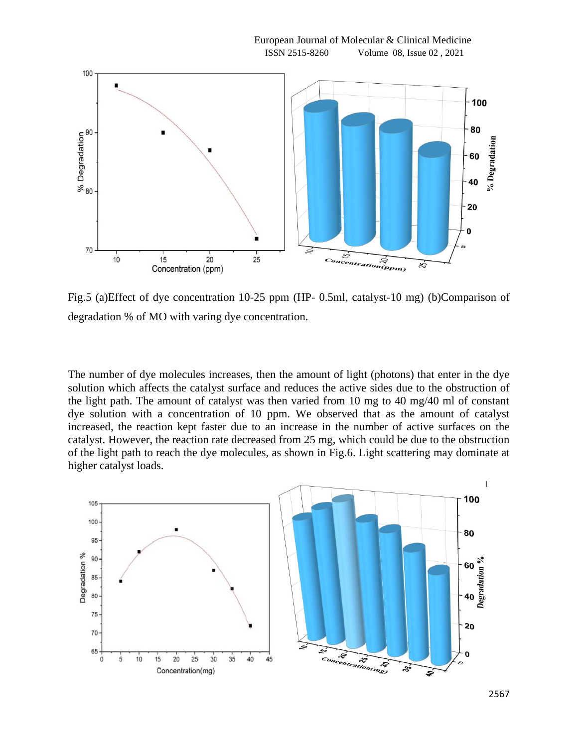Fig.5 (a)Effect of dye concentration 10-25 ppm (HP- 0.5ml, catalyst-10 mg) (b)Comparison of degradation % of MO with varing dye concentration.

The number of dye molecules increases, then the amount of light (photons) that enter in the dye solution which affects the catalyst surface and reduces the active sides due to the obstruction of the light path. The amount of catalyst was then varied from 10 mg to 40 mg/40 ml of constant dye solution with a concentration of 10 ppm. We observed that as the amount of catalyst increased, the reaction kept faster due to an increase in the number of active surfaces on the catalyst. However, the reaction rate decreased from 25 mg, which could be due to the obstruction of the light path to reach the dye molecules, as shown in Fig.6. Light scattering may dominate at higher catalyst loads.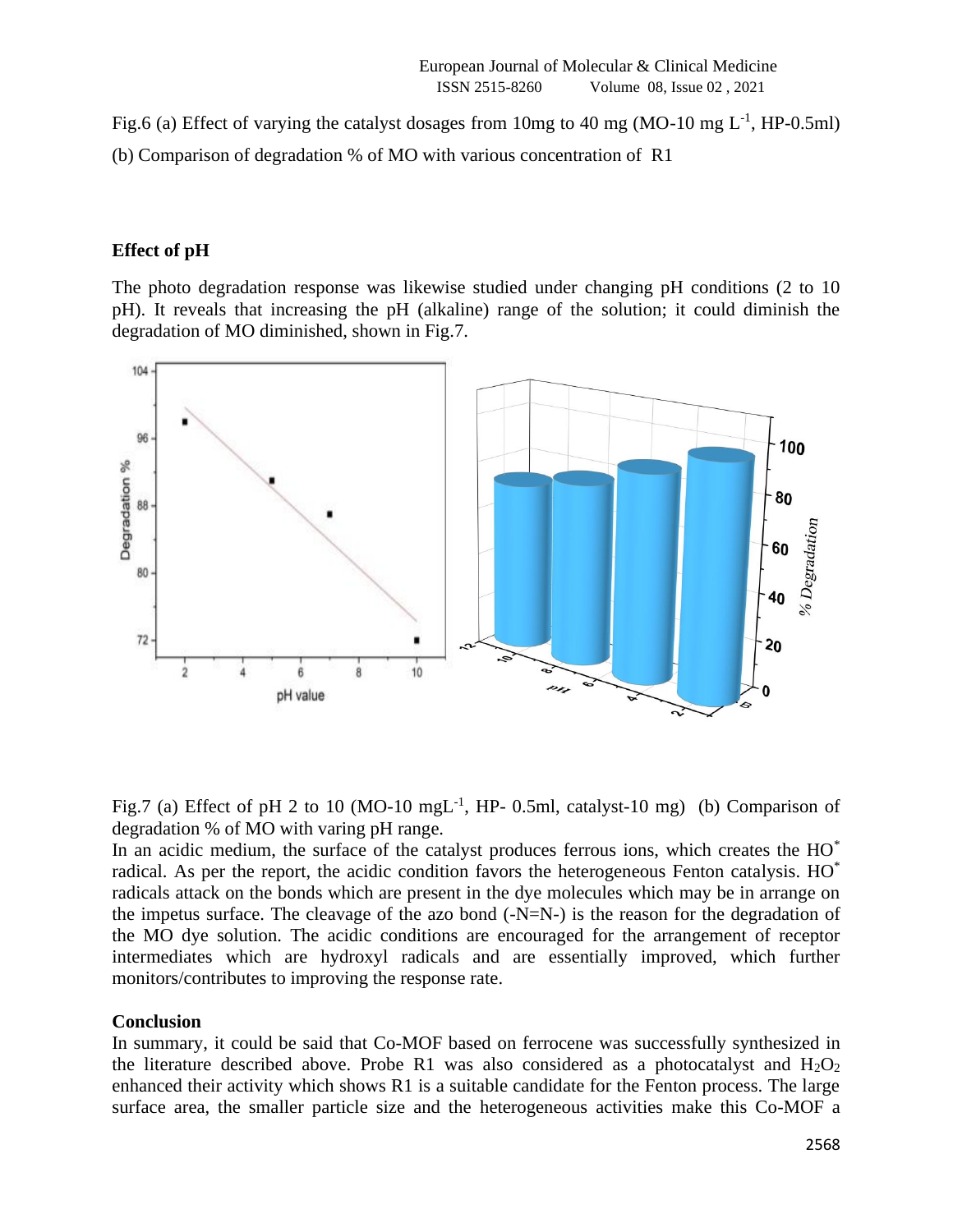Fig.6 (a) Effect of varying the catalyst dosages from 10mg to 40 mg (MO-10 mg $L^{-1}$, HP-0.5ml)

(b) Comparison of degradation % of MO with various concentration of R1

## Effect of pH

The photo degradation response was likewise studied under changing pH conditions (2 to 10 pH). It reveals that increasing the pH (alkaline) range of the solution; it could diminish the degradation of MO diminished, shown in Fig.7.

Fig.7 (a) Effect of pH 2 to 10 (MO-10 $mgL^{-1}$, HP- 0.5ml, catalyst-10 mg) (b) Comparison of degradation % of MO with varing pH range.

In an acidic medium, the surface of the catalyst produces ferrous ions, which creates the $HO^{*}$ radical. As per the report, the acidic condition favors the heterogeneous Fenton catalysis. $HO^{*}$ radicals attack on the bonds which are present in the dye molecules which may be in arrange on the impetus surface. The cleavage of the azo bond (-N=N-) is the reason for the degradation of the MO dye solution. The acidic conditions are encouraged for the arrangement of receptor intermediates which are hydroxyl radicals and are essentially improved, which further monitors/contributes to improving the response rate.

## Conclusion

In summary, it could be said that Co-MOF based on ferrocene was successfully synthesized in the literature described above. Probe R1 was also considered as a photocatalyst and $H_2O_2$ enhanced their activity which shows R1 is a suitable candidate for the Fenton process. The large surface area, the smaller particle size and the heterogeneous activities make this Co-MOF a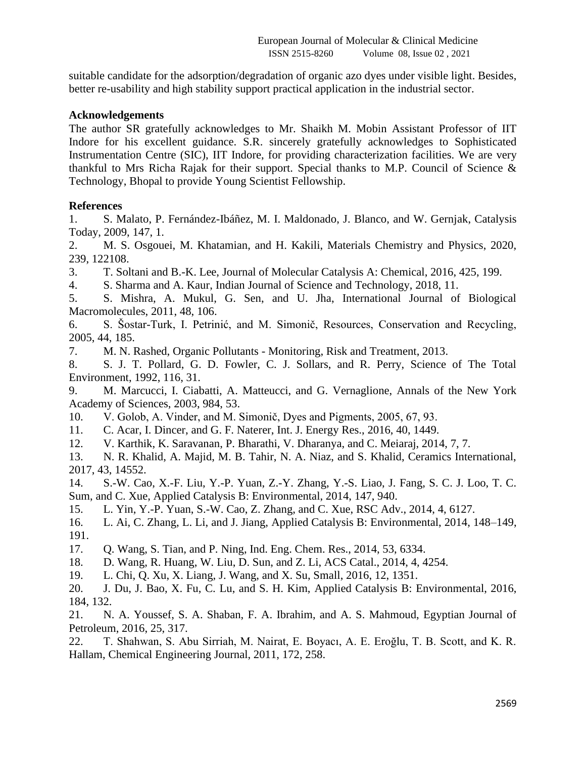suitable candidate for the adsorption/degradation of organic azo dyes under visible light. Besides, better re-usability and high stability support practical application in the industrial sector.

## Acknowledgements

The author SR gratefully acknowledges to Mr. Shaikh M. Mobin Assistant Professor of IIT Indore for his excellent guidance. S.R. sincerely gratefully acknowledges to Sophisticated Instrumentation Centre (SIC), IIT Indore, for providing characterization facilities. We are very thankful to Mrs Richa Rajak for their support. Special thanks to M.P. Council of Science & Technology, Bhopal to provide Young Scientist Fellowship.

## References

1. S. Malato, P. Fernández-Ibáñez, M. I. Maldonado, J. Blanco, and W. Gernjak, Catalysis Today, 2009, 147, 1.
2. M. S. Osgouei, M. Khatamian, and H. Kakili, Materials Chemistry and Physics, 2020, 239, 122108.
3. T. Soltani and B.-K. Lee, Journal of Molecular Catalysis A: Chemical, 2016, 425, 199.
4. S. Sharma and A. Kaur, Indian Journal of Science and Technology, 2018, 11.
5. S. Mishra, A. Mukul, G. Sen, and U. Jha, International Journal of Biological Macromolecules, 2011, 48, 106.
6. S. Šostar-Turk, I. Petrinić, and M. Simonič, Resources, Conservation and Recycling, 2005, 44, 185.
7. M. N. Rashed, Organic Pollutants - Monitoring, Risk and Treatment, 2013.
8. S. J. T. Pollard, G. D. Fowler, C. J. Sollars, and R. Perry, Science of The Total Environment, 1992, 116, 31.
9. M. Marcucci, I. Ciabatti, A. Matteucci, and G. Vernaglione, Annals of the New York Academy of Sciences, 2003, 984, 53.
10. V. Golob, A. Vinder, and M. Simonič, Dyes and Pigments, 2005, 67, 93.
11. C. Acar, I. Dincer, and G. F. Naterer, Int. J. Energy Res., 2016, 40, 1449.
12. V. Karthik, K. Saravanan, P. Bharathi, V. Dharanya, and C. Meiaraj, 2014, 7, 7.
13. N. R. Khalid, A. Majid, M. B. Tahir, N. A. Niaz, and S. Khalid, Ceramics International, 2017, 43, 14552.
14. S.-W. Cao, X.-F. Liu, Y.-P. Yuan, Z.-Y. Zhang, Y.-S. Liao, J. Fang, S. C. J. Loo, T. C. Sum, and C. Xue, Applied Catalysis B: Environmental, 2014, 147, 940.
15. L. Yin, Y.-P. Yuan, S.-W. Cao, Z. Zhang, and C. Xue, RSC Adv., 2014, 4, 6127.
16. L. Ai, C. Zhang, L. Li, and J. Jiang, Applied Catalysis B: Environmental, 2014, 148–149, 191.
17. Q. Wang, S. Tian, and P. Ning, Ind. Eng. Chem. Res., 2014, 53, 6334.
18. D. Wang, R. Huang, W. Liu, D. Sun, and Z. Li, ACS Catal., 2014, 4, 4254.
19. L. Chi, Q. Xu, X. Liang, J. Wang, and X. Su, Small, 2016, 12, 1351.
20. J. Du, J. Bao, X. Fu, C. Lu, and S. H. Kim, Applied Catalysis B: Environmental, 2016, 184, 132.
21. N. A. Youssef, S. A. Shaban, F. A. Ibrahim, and A. S. Mahmoud, Egyptian Journal of Petroleum, 2016, 25, 317.
22. T. Shahwan, S. Abu Sirriah, M. Nairat, E. Boyacı, A. E. Eroğlu, T. B. Scott, and K. R. Hallam, Chemical Engineering Journal, 2011, 172, 258.